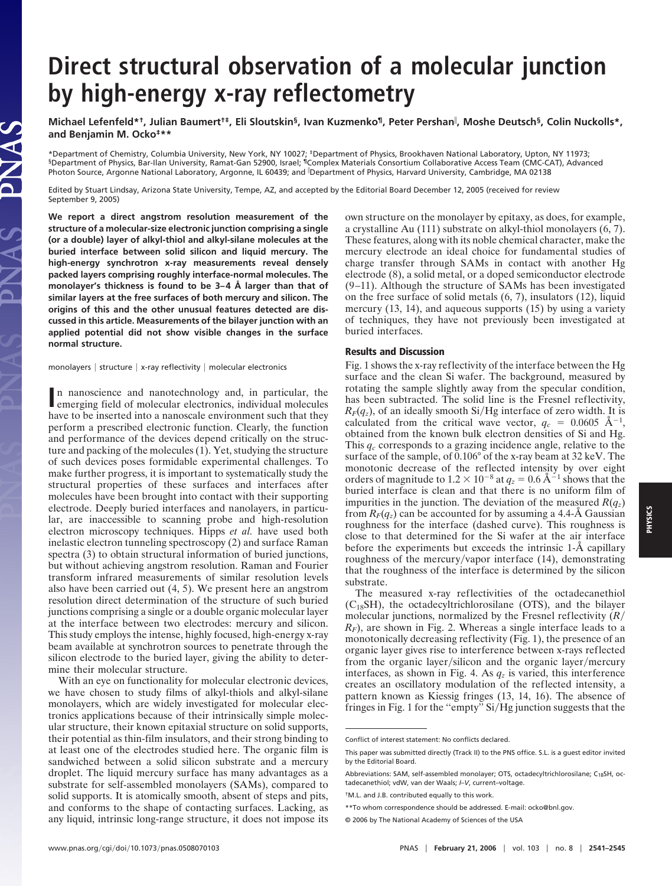# Direct structural observation of a molecular junction by high-energy x-ray reflectometry

**Michael Lefenfeld*†, Julian Baumert†‡, Eli Sloutskin§, Ivan Kuzmenko¶, Peter Pershan‖, Moshe Deutsch§, Colin Nuckolls*, and Benjamin M. Ocko‡\*\***

*Department of Chemistry, Columbia University, New York, NY 10027; ‡Department of Physics, Brookhaven National Laboratory, Upton, NY 11973; §Department of Physics, Bar-Ilan University, Ramat-Gan 52900, Israel; ¶Complex Materials Consortium Collaborative Access Team (CMC-CAT), Advanced Photon Source, Argonne National Laboratory, Argonne, IL 60439; and ‖Department of Physics, Harvard University, Cambridge, MA 02138

Edited by Stuart Lindsay, Arizona State University, Tempe, AZ, and accepted by the Editorial Board December 12, 2005 (received for review September 9, 2005)

**We report a direct angstrom resolution measurement of the structure of a molecular-size electronic junction comprising a single (or a double) layer of alkyl-thiol and alkyl-silane molecules at the buried interface between solid silicon and liquid mercury. The high-energy synchrotron x-ray measurements reveal densely packed layers comprising roughly interface-normal molecules. The monolayer's thickness is found to be 3–4 Å larger than that of similar layers at the free surfaces of both mercury and silicon. The origins of this and the other unusual features detected are discussed in this article. Measurements of the bilayer junction with an applied potential did not show visible changes in the surface normal structure.**

monolayers | structure | x-ray reflectivity | molecular electronics

In nanoscience and nanotechnology and, in particular, the emerging field of molecular electronics, individual molecules have to be inserted into a nanoscale environment such that they perform a prescribed electronic function. Clearly, the function and performance of the devices depend critically on the structure and packing of the molecules (1). Yet, studying the structure of such devices poses formidable experimental challenges. To make further progress, it is important to systematically study the structural properties of these surfaces and interfaces after molecules have been brought into contact with their supporting electrode. Deeply buried interfaces and nanolayers, in particular, are inaccessible to scanning probe and high-resolution electron microscopy techniques. Hipps *et al.* have used both inelastic electron tunneling spectroscopy (2) and surface Raman spectra (3) to obtain structural information of buried junctions, but without achieving angstrom resolution. Raman and Fourier transform infrared measurements of similar resolution levels also have been carried out (4, 5). We present here an angstrom resolution direct determination of the structure of such buried junctions comprising a single or a double organic molecular layer at the interface between two electrodes: mercury and silicon. This study employs the intense, highly focused, high-energy x-ray beam available at synchrotron sources to penetrate through the silicon electrode to the buried layer, giving the ability to determine their molecular structure.

With an eye on functionality for molecular electronic devices, we have chosen to study films of alkyl-thiols and alkyl-silane monolayers, which are widely investigated for molecular electronics applications because of their intrinsically simple molecular structure, their known epitaxial structure on solid supports, their potential as thin-film insulators, and their strong binding to at least one of the electrodes studied here. The organic film is sandwiched between a solid silicon substrate and a mercury droplet. The liquid mercury surface has many advantages as a substrate for self-assembled monolayers (SAMs), compared to solid supports. It is atomically smooth, absent of steps and pits, and conforms to the shape of contacting surfaces. Lacking, as any liquid, intrinsic long-range structure, it does not impose its own structure on the monolayer by epitaxy, as does, for example, a crystalline Au (111) substrate on alkyl-thiol monolayers (6, 7). These features, along with its noble chemical character, make the mercury electrode an ideal choice for fundamental studies of charge transfer through SAMs in contact with another Hg electrode (8), a solid metal, or a doped semiconductor electrode (9–11). Although the structure of SAMs has been investigated on the free surface of solid metals (6, 7), insulators (12), liquid mercury (13, 14), and aqueous supports (15) by using a variety of techniques, they have not previously been investigated at buried interfaces.

## Results and Discussion

Fig. 1 shows the x-ray reflectivity of the interface between the Hg surface and the clean Si wafer. The background, measured by rotating the sample slightly away from the specular condition, has been subtracted. The solid line is the Fresnel reflectivity, $R_F(q_z)$, of an ideally smooth Si/Hg interface of zero width. It is calculated from the critical wave vector, $q_c = 0.0605$ Å$^{-1}$, obtained from the known bulk electron densities of Si and Hg. This $q_c$ corresponds to a grazing incidence angle, relative to the surface of the sample, of 0.106° of the x-ray beam at 32 keV. The monotonic decrease of the reflected intensity by over eight orders of magnitude to $1.2 \times 10^{-8}$ at $q_z = 0.6$ Å$^{-1}$ shows that the buried interface is clean and that there is no uniform film of impurities in the junction. The deviation of the measured $R(q_z)$ from $R_F(q_z)$ can be accounted for by assuming a 4.4-Å Gaussian roughness for the interface (dashed curve). This roughness is close to that determined for the Si wafer at the air interface before the experiments but exceeds the intrinsic 1-Å capillary roughness of the mercury/vapor interface (14), demonstrating that the roughness of the interface is determined by the silicon substrate.

The measured x-ray reflectivities of the octadecanethiol ($C_{18}SH$), the octadecyltrichlorosilane (OTS), and the bilayer molecular junctions, normalized by the Fresnel reflectivity ($R/R_F$), are shown in Fig. 2. Whereas a single interface leads to a monotonically decreasing reflectivity (Fig. 1), the presence of an organic layer gives rise to interference between x-rays reflected from the organic layer/silicon and the organic layer/mercury interfaces, as shown in Fig. 4. As $q_z$ is varied, this interference creates an oscillatory modulation of the reflected intensity, a pattern known as Kiessig fringes (13, 14, 16). The absence of fringes in Fig. 1 for the "empty" Si/Hg junction suggests that the

---

Conflict of interest statement: No conflicts declared.

This paper was submitted directly (Track II) to the PNS office. S.L. is a guest editor invited by the Editorial Board.

Abbreviations: SAM, self-assembled monolayer; OTS, octadecyltrichlorosilane; $C_{18}SH$, octadecanethiol; vdW, van der Waals; *I–V*, current–voltage.

†M.L. and J.B. contributed equally to this work.

\*\*To whom correspondence should be addressed. E-mail: ocko@bnl.gov.

© 2006 by The National Academy of Sciences of the USA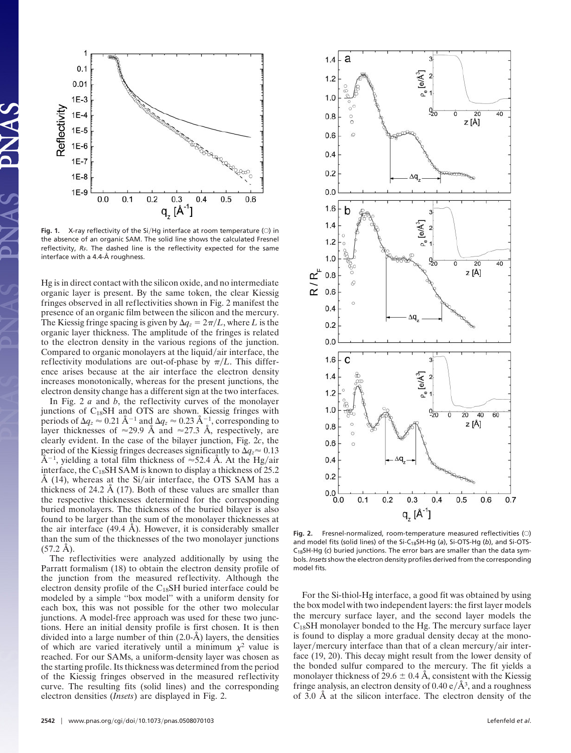**Fig. 1.** X-ray reflectivity of the Si/Hg interface at room temperature (○) in the absence of an organic SAM. The solid line shows the calculated Fresnel reflectivity, $R_F$. The dashed line is the reflectivity expected for the same interface with a 4.4-Å roughness.

Hg is in direct contact with the silicon oxide, and no intermediate organic layer is present. By the same token, the clear Kiessig fringes observed in all reflectivities shown in Fig. 2 manifest the presence of an organic film between the silicon and the mercury. The Kiessig fringe spacing is given by $\Delta q_z = 2\pi/L$, where $L$ is the organic layer thickness. The amplitude of the fringes is related to the electron density in the various regions of the junction. Compared to organic monolayers at the liquid/air interface, the reflectivity modulations are out-of-phase by $\pi/L$. This difference arises because at the air interface the electron density increases monotonically, whereas for the present junctions, the electron density change has a different sign at the two interfaces.

In Fig. 2 *a* and *b*, the reflectivity curves of the monolayer junctions of $C_{18}SH$ and OTS are shown. Kiessig fringes with periods of $\Delta q_z \approx 0.21$ Å$^{-1}$ and $\Delta q_z \approx 0.23$ Å$^{-1}$, corresponding to layer thicknesses of ≈29.9 Å and ≈27.3 Å, respectively, are clearly evident. In the case of the bilayer junction, Fig. 2*c*, the period of the Kiessig fringes decreases significantly to $\Delta q_z \approx 0.13$ Å$^{-1}$, yielding a total film thickness of ≈52.4 Å. At the Hg/air interface, the $C_{18}SH$ SAM is known to display a thickness of 25.2 Å (14), whereas at the Si/air interface, the OTS SAM has a thickness of 24.2 Å (17). Both of these values are smaller than the respective thicknesses determined for the corresponding buried monolayers. The thickness of the buried bilayer is also found to be larger than the sum of the monolayer thicknesses at the air interface (49.4 Å). However, it is considerably smaller than the sum of the thicknesses of the two monolayer junctions (57.2 Å).

The reflectivities were analyzed additionally by using the Parratt formalism (18) to obtain the electron density profile of the junction from the measured reflectivity. Although the electron density profile of the $C_{18}SH$ buried interface could be modeled by a simple "box model" with a uniform density for each box, this was not possible for the other two molecular junctions. A model-free approach was used for these two junctions. Here an initial density profile is first chosen. It is then divided into a large number of thin (2.0-Å) layers, the densities of which are varied iteratively until a minimum $\chi^2$ value is reached. For our SAMs, a uniform-density layer was chosen as the starting profile. Its thickness was determined from the period of the Kiessig fringes observed in the measured reflectivity curve. The resulting fits (solid lines) and the corresponding electron densities (*Insets*) are displayed in Fig. 2.

**Fig. 2.** Fresnel-normalized, room-temperature measured reflectivities (○) and model fits (solid lines) of the Si-$C_{18}$SH-Hg (*a*), Si-OTS-Hg (*b*), and Si-OTS-$C_{18}$SH-Hg (*c*) buried junctions. The error bars are smaller than the data symbols. *Insets* show the electron density profiles derived from the corresponding model fits.

For the Si-thiol-Hg interface, a good fit was obtained by using the box model with two independent layers: the first layer models the mercury surface layer, and the second layer models the $C_{18}SH$ monolayer bonded to the Hg. The mercury surface layer is found to display a more gradual density decay at the monolayer/mercury interface than that of a clean mercury/air interface (19, 20). This decay might result from the lower density of the bonded sulfur compared to the mercury. The fit yields a monolayer thickness of 29.6 ± 0.4 Å, consistent with the Kiessig fringe analysis, an electron density of 0.40 e/Å$^3$, and a roughness of 3.0 Å at the silicon interface. The electron density of the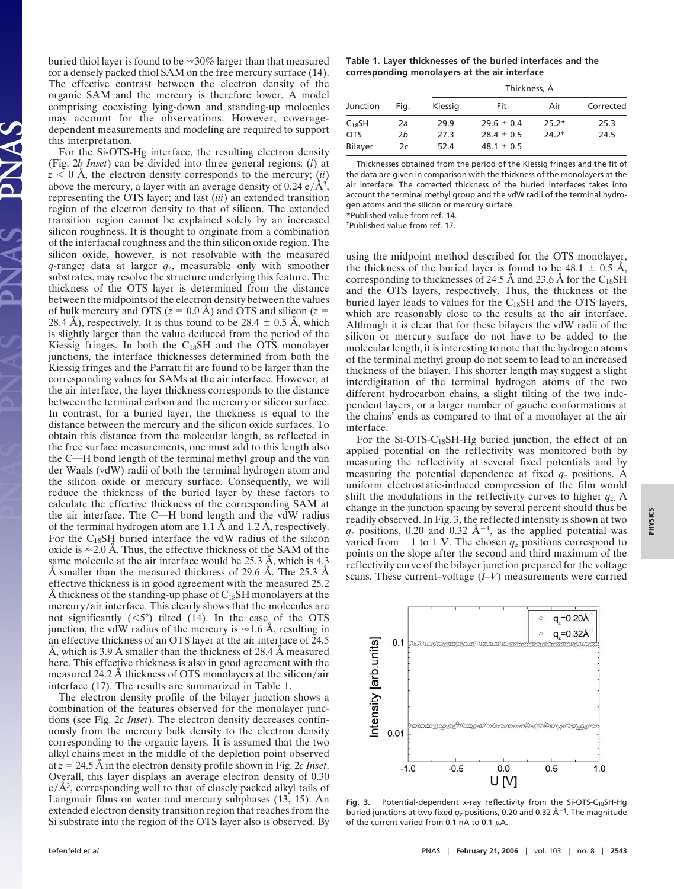buried thiol layer is found to be ≈30% larger than that measured for a densely packed thiol SAM on the free mercury surface (14). The effective contrast between the electron density of the organic SAM and the mercury is therefore lower. A model comprising coexisting lying-down and standing-up molecules may account for the observations. However, coverage-dependent measurements and modeling are required to support this interpretation.

For the Si-OTS-Hg interface, the resulting electron density (Fig. 2*b Inset*) can be divided into three general regions: (*i*) at $z < 0$ Å, the electron density corresponds to the mercury; (*ii*) above the mercury, a layer with an average density of 0.24 e/Å$^3$, representing the OTS layer; and last (*iii*) an extended transition region of the electron density to that of silicon. The extended transition region cannot be explained solely by an increased silicon roughness. It is thought to originate from a combination of the interfacial roughness and the thin silicon oxide region. The silicon oxide, however, is not resolvable with the measured $q$-range; data at larger $q_z$, measurable only with smoother substrates, may resolve the structure underlying this feature. The thickness of the OTS layer is determined from the distance between the midpoints of the electron density between the values of bulk mercury and OTS ($z = 0.0$ Å) and OTS and silicon ($z = 28.4$ Å), respectively. It is thus found to be 28.4 ± 0.5 Å, which is slightly larger than the value deduced from the period of the Kiessig fringes. In both the $C_{18}SH$ and the OTS monolayer junctions, the interface thicknesses determined from both the Kiessig fringes and the Parratt fit are found to be larger than the corresponding values for SAMs at the air interface. However, at the air interface, the layer thickness corresponds to the distance between the terminal carbon and the mercury or silicon surface. In contrast, for a buried layer, the thickness is equal to the distance between the mercury and the silicon oxide surfaces. To obtain this distance from the molecular length, as reflected in the free surface measurements, one must add to this length also the C—H bond length of the terminal methyl group and the van der Waals (vdW) radii of both the terminal hydrogen atom and the silicon oxide or mercury surface. Consequently, we will reduce the thickness of the buried layer by these factors to calculate the effective thickness of the corresponding SAM at the air interface. The C—H bond length and the vdW radius of the terminal hydrogen atom are 1.1 Å and 1.2 Å, respectively. For the $C_{18}SH$ buried interface the vdW radius of the silicon oxide is ≈2.0 Å. Thus, the effective thickness of the SAM of the same molecule at the air interface would be 25.3 Å, which is 4.3 Å smaller than the measured thickness of 29.6 Å. The 25.3 Å effective thickness is in good agreement with the measured 25.2 Å thickness of the standing-up phase of $C_{18}SH$ monolayers at the mercury/air interface. This clearly shows that the molecules are not significantly (<5°) tilted (14). In the case of the OTS junction, the vdW radius of the mercury is ≈1.6 Å, resulting in an effective thickness of an OTS layer at the air interface of 24.5 Å, which is 3.9 Å smaller than the thickness of 28.4 Å measured here. This effective thickness is also in good agreement with the measured 24.2 Å thickness of OTS monolayers at the silicon/air interface (17). The results are summarized in Table 1.

The electron density profile of the bilayer junction shows a combination of the features observed for the monolayer junctions (see Fig. 2*c Inset*). The electron density decreases continuously from the mercury bulk density to the electron density corresponding to the organic layers. It is assumed that the two alkyl chains meet in the middle of the depletion point observed at $z = 24.5$ Å in the electron density profile shown in Fig. 2*c Inset*. Overall, this layer displays an average electron density of 0.30 e/Å$^3$, corresponding well to that of closely packed alkyl tails of Langmuir films on water and mercury subphases (13, 15). An extended electron density transition region that reaches from the Si substrate into the region of the OTS layer also is observed. By using the midpoint method described for the OTS monolayer, the thickness of the buried layer is found to be 48.1 ± 0.5 Å, corresponding to thicknesses of 24.5 Å and 23.6 Å for the $C_{18}SH$ and the OTS layers, respectively. Thus, the thickness of the buried layer leads to values for the $C_{18}SH$ and the OTS layers, which are reasonably close to the results at the air interface. Although it is clear that for these bilayers the vdW radii of the silicon or mercury surface do not have to be added to the molecular length, it is interesting to note that the hydrogen atoms of the terminal methyl group do not seem to lead to an increased thickness of the bilayer. This shorter length may suggest a slight interdigitation of the terminal hydrogen atoms of the two different hydrocarbon chains, a slight tilting of the two independent layers, or a larger number of gauche conformations at the chains' ends as compared to that of a monolayer at the air interface.

**Table 1. Layer thicknesses of the buried interfaces and the corresponding monolayers at the air interface**

| Junction | Fig. | Thickness, Å | | | |
|---|---|---|---|---|---|
| | | Kiessig | Fit | Air | Corrected |
| $C_{18}SH$ | 2*a* | 29.9 | 29.6 ± 0.4 | 25.2* | 25.3 |
| OTS | 2*b* | 27.3 | 28.4 ± 0.5 | 24.2† | 24.5 |
| Bilayer | 2*c* | 52.4 | 48.1 ± 0.5 | | |

Thicknesses obtained from the period of the Kiessig fringes and the fit of the data are given in comparison with the thickness of the monolayers at the air interface. The corrected thickness of the buried interfaces takes into account the terminal methyl group and the vdW radii of the terminal hydrogen atoms and the silicon or mercury surface.
*Published value from ref. 14.
†Published value from ref. 17.

For the Si-OTS-$C_{18}SH$-Hg buried junction, the effect of an applied potential on the reflectivity was monitored both by measuring the reflectivity at several fixed potentials and by measuring the potential dependence at fixed $q_z$ positions. A uniform electrostatic-induced compression of the film would shift the modulations in the reflectivity curves to higher $q_z$. A change in the junction spacing by several percent should thus be readily observed. In Fig. 3, the reflected intensity is shown at two $q_z$ positions, 0.20 and 0.32 Å$^{-1}$, as the applied potential was varied from −1 to 1 V. The chosen $q_z$ positions correspond to points on the slope after the second and third maximum of the reflectivity curve of the bilayer junction prepared for the voltage scans. These current–voltage (*I–V*) measurements were carried

**Fig. 3.** Potential-dependent x-ray reflectivity from the Si-OTS-$C_{18}SH$-Hg buried junctions at two fixed $q_z$ positions, 0.20 and 0.32 Å$^{-1}$. The magnitude of the current varied from 0.1 nA to 0.1 μA.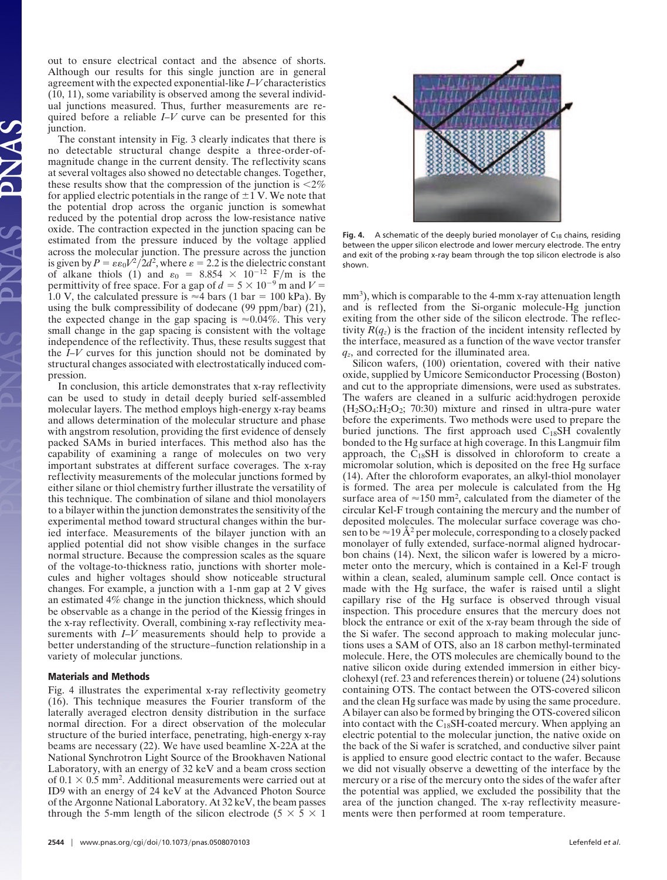out to ensure electrical contact and the absence of shorts. Although our results for this single junction are in general agreement with the expected exponential-like $I$–$V$ characteristics (10, 11), some variability is observed among the several individual junctions measured. Thus, further measurements are required before a reliable $I$–$V$ curve can be presented for this junction.

The constant intensity in Fig. 3 clearly indicates that there is no detectable structural change despite a three-order-of-magnitude change in the current density. The reflectivity scans at several voltages also showed no detectable changes. Together, these results show that the compression of the junction is $<2\%$ for applied electric potentials in the range of $\pm 1$ V. We note that the potential drop across the organic junction is somewhat reduced by the potential drop across the low-resistance native oxide. The contraction expected in the junction spacing can be estimated from the pressure induced by the voltage applied across the molecular junction. The pressure across the junction is given by $P = \varepsilon\varepsilon_0 V^2/2d^2$, where $\varepsilon = 2.2$ is the dielectric constant of alkane thiols (1) and $\varepsilon_0 = 8.854 \times 10^{-12}$ F/m is the permittivity of free space. For a gap of $d = 5 \times 10^{-9}$ m and $V = 1.0$ V, the calculated pressure is $\approx 4$ bars (1 bar = 100 kPa). By using the bulk compressibility of dodecane (99 ppm/bar) (21), the expected change in the gap spacing is $\approx 0.04\%$. This very small change in the gap spacing is consistent with the voltage independence of the reflectivity. Thus, these results suggest that the $I$–$V$ curves for this junction should not be dominated by structural changes associated with electrostatically induced compression.

In conclusion, this article demonstrates that x-ray reflectivity can be used to study in detail deeply buried self-assembled molecular layers. The method employs high-energy x-ray beams and allows determination of the molecular structure and phase with angstrom resolution, providing the first evidence of densely packed SAMs in buried interfaces. This method also has the capability of examining a range of molecules on two very important substrates at different surface coverages. The x-ray reflectivity measurements of the molecular junctions formed by either silane or thiol chemistry further illustrate the versatility of this technique. The combination of silane and thiol monolayers to a bilayer within the junction demonstrates the sensitivity of the experimental method toward structural changes within the buried interface. Measurements of the bilayer junction with an applied potential did not show visible changes in the surface normal structure. Because the compression scales as the square of the voltage-to-thickness ratio, junctions with shorter molecules and higher voltages should show noticeable structural changes. For example, a junction with a 1-nm gap at 2 V gives an estimated 4% change in the junction thickness, which should be observable as a change in the period of the Kiessig fringes in the x-ray reflectivity. Overall, combining x-ray reflectivity measurements with $I$–$V$ measurements should help to provide a better understanding of the structure–function relationship in a variety of molecular junctions.

## Materials and Methods

Fig. 4 illustrates the experimental x-ray reflectivity geometry (16). This technique measures the Fourier transform of the laterally averaged electron density distribution in the surface normal direction. For a direct observation of the molecular structure of the buried interface, penetrating, high-energy x-ray beams are necessary (22). We have used beamline X-22A at the National Synchrotron Light Source of the Brookhaven National Laboratory, with an energy of 32 keV and a beam cross section of $0.1 \times 0.5$ mm$^2$. Additional measurements were carried out at ID9 with an energy of 24 keV at the Advanced Photon Source of the Argonne National Laboratory. At 32 keV, the beam passes through the 5-mm length of the silicon electrode ($5 \times 5 \times 1$ mm$^3$), which is comparable to the 4-mm x-ray attenuation length and is reflected from the Si-organic molecule-Hg junction exiting from the other side of the silicon electrode. The reflectivity $R(q_z)$ is the fraction of the incident intensity reflected by the interface, measured as a function of the wave vector transfer $q_z$, and corrected for the illuminated area.

**Fig. 4.** A schematic of the deeply buried monolayer of $C_{18}$ chains, residing between the upper silicon electrode and lower mercury electrode. The entry and exit of the probing x-ray beam through the top silicon electrode is also shown.

Silicon wafers, (100) orientation, covered with their native oxide, supplied by Umicore Semiconductor Processing (Boston) and cut to the appropriate dimensions, were used as substrates. The wafers are cleaned in a sulfuric acid:hydrogen peroxide ($H_2SO_4$:$H_2O_2$; 70:30) mixture and rinsed in ultra-pure water before the experiments. Two methods were used to prepare the buried junctions. The first approach used $C_{18}SH$ covalently bonded to the Hg surface at high coverage. In this Langmuir film approach, the $C_{18}SH$ is dissolved in chloroform to create a micromolar solution, which is deposited on the free Hg surface (14). After the chloroform evaporates, an alkyl-thiol monolayer is formed. The area per molecule is calculated from the Hg surface area of $\approx 150$ mm$^2$, calculated from the diameter of the circular Kel-F trough containing the mercury and the number of deposited molecules. The molecular surface coverage was chosen to be $\approx 19$ Å$^2$ per molecule, corresponding to a closely packed monolayer of fully extended, surface-normal aligned hydrocarbon chains (14). Next, the silicon wafer is lowered by a micrometer onto the mercury, which is contained in a Kel-F trough within a clean, sealed, aluminum sample cell. Once contact is made with the Hg surface, the wafer is raised until a slight capillary rise of the Hg surface is observed through visual inspection. This procedure ensures that the mercury does not block the entrance or exit of the x-ray beam through the side of the Si wafer. The second approach to making molecular junctions uses a SAM of OTS, also an 18 carbon methyl-terminated molecule. Here, the OTS molecules are chemically bound to the native silicon oxide during extended immersion in either bicyclohexyl (ref. 23 and references therein) or toluene (24) solutions containing OTS. The contact between the OTS-covered silicon and the clean Hg surface was made by using the same procedure. A bilayer can also be formed by bringing the OTS-covered silicon into contact with the $C_{18}SH$-coated mercury. When applying an electric potential to the molecular junction, the native oxide on the back of the Si wafer is scratched, and conductive silver paint is applied to ensure good electric contact to the wafer. Because we did not visually observe a dewetting of the interface by the mercury or a rise of the mercury onto the sides of the wafer after the potential was applied, we excluded the possibility that the area of the junction changed. The x-ray reflectivity measurements were then performed at room temperature.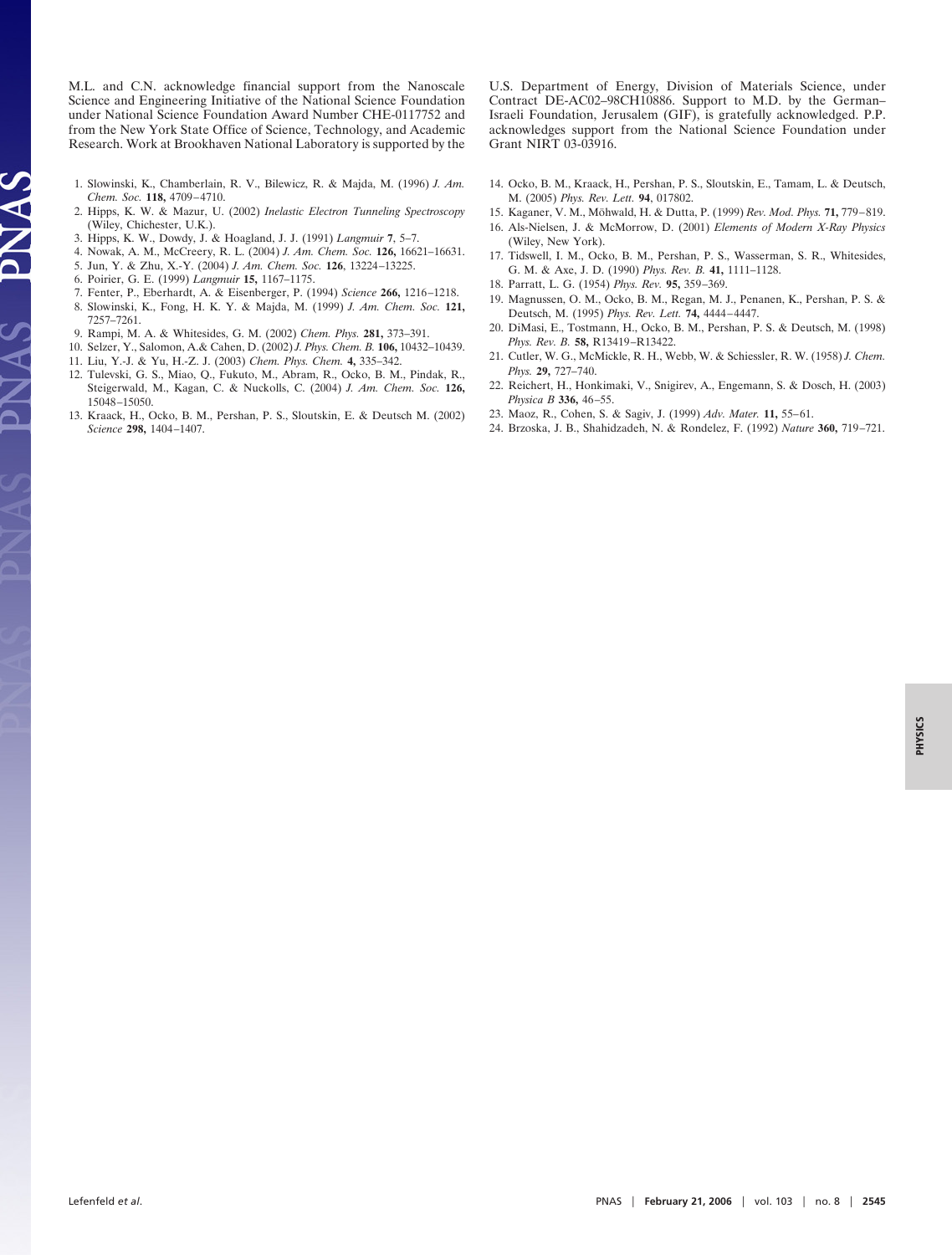M.L. and C.N. acknowledge financial support from the Nanoscale Science and Engineering Initiative of the National Science Foundation under National Science Foundation Award Number CHE-0117752 and from the New York State Office of Science, Technology, and Academic Research. Work at Brookhaven National Laboratory is supported by the U.S. Department of Energy, Division of Materials Science, under Contract DE-AC02–98CH10886. Support to M.D. by the German–Israeli Foundation, Jerusalem (GIF), is gratefully acknowledged. P.P. acknowledges support from the National Science Foundation under Grant NIRT 03-03916.

1. Slowinski, K., Chamberlain, R. V., Bilewicz, R. & Majda, M. (1996) *J. Am. Chem. Soc.* **118,** 4709–4710.
2. Hipps, K. W. & Mazur, U. (2002) *Inelastic Electron Tunneling Spectroscopy* (Wiley, Chichester, U.K.).
3. Hipps, K. W., Dowdy, J. & Hoagland, J. J. (1991) *Langmuir* **7**, 5–7.
4. Nowak, A. M., McCreery, R. L. (2004) *J. Am. Chem. Soc.* **126,** 16621–16631.
5. Jun, Y. & Zhu, X.-Y. (2004) *J. Am. Chem. Soc.* **126**, 13224–13225.
6. Poirier, G. E. (1999) *Langmuir* **15,** 1167–1175.
7. Fenter, P., Eberhardt, A. & Eisenberger, P. (1994) *Science* **266,** 1216–1218.
8. Slowinski, K., Fong, H. K. Y. & Majda, M. (1999) *J. Am. Chem. Soc.* **121,** 7257–7261.
9. Rampi, M. A. & Whitesides, G. M. (2002) *Chem. Phys.* **281,** 373–391.
10. Selzer, Y., Salomon, A.& Cahen, D. (2002) *J. Phys. Chem. B.* **106,** 10432–10439.
11. Liu, Y.-J. & Yu, H.-Z. J. (2003) *Chem. Phys. Chem.* **4,** 335–342.
12. Tulevski, G. S., Miao, Q., Fukuto, M., Abram, R., Ocko, B. M., Pindak, R., Steigerwald, M., Kagan, C. & Nuckolls, C. (2004) *J. Am. Chem. Soc.* **126,** 15048–15050.
13. Kraack, H., Ocko, B. M., Pershan, P. S., Sloutskin, E. & Deutsch M. (2002) *Science* **298,** 1404–1407.
14. Ocko, B. M., Kraack, H., Pershan, P. S., Sloutskin, E., Tamam, L. & Deutsch, M. (2005) *Phys. Rev. Lett.* **94**, 017802.
15. Kaganer, V. M., Möhwald, H. & Dutta, P. (1999) *Rev. Mod. Phys.* **71,** 779–819.
16. Als-Nielsen, J. & McMorrow, D. (2001) *Elements of Modern X-Ray Physics* (Wiley, New York).
17. Tidswell, I. M., Ocko, B. M., Pershan, P. S., Wasserman, S. R., Whitesides, G. M. & Axe, J. D. (1990) *Phys. Rev. B.* **41,** 1111–1128.
18. Parratt, L. G. (1954) *Phys. Rev.* **95,** 359–369.
19. Magnussen, O. M., Ocko, B. M., Regan, M. J., Penanen, K., Pershan, P. S. & Deutsch, M. (1995) *Phys. Rev. Lett.* **74,** 4444–4447.
20. DiMasi, E., Tostmann, H., Ocko, B. M., Pershan, P. S. & Deutsch, M. (1998) *Phys. Rev. B.* **58,** R13419–R13422.
21. Cutler, W. G., McMickle, R. H., Webb, W. & Schiessler, R. W. (1958) *J. Chem. Phys.* **29,** 727–740.
22. Reichert, H., Honkimaki, V., Snigirev, A., Engemann, S. & Dosch, H. (2003) *Physica B* **336,** 46–55.
23. Maoz, R., Cohen, S. & Sagiv, J. (1999) *Adv. Mater.* **11,** 55–61.
24. Brzoska, J. B., Shahidzadeh, N. & Rondelez, F. (1992) *Nature* **360,** 719–721.